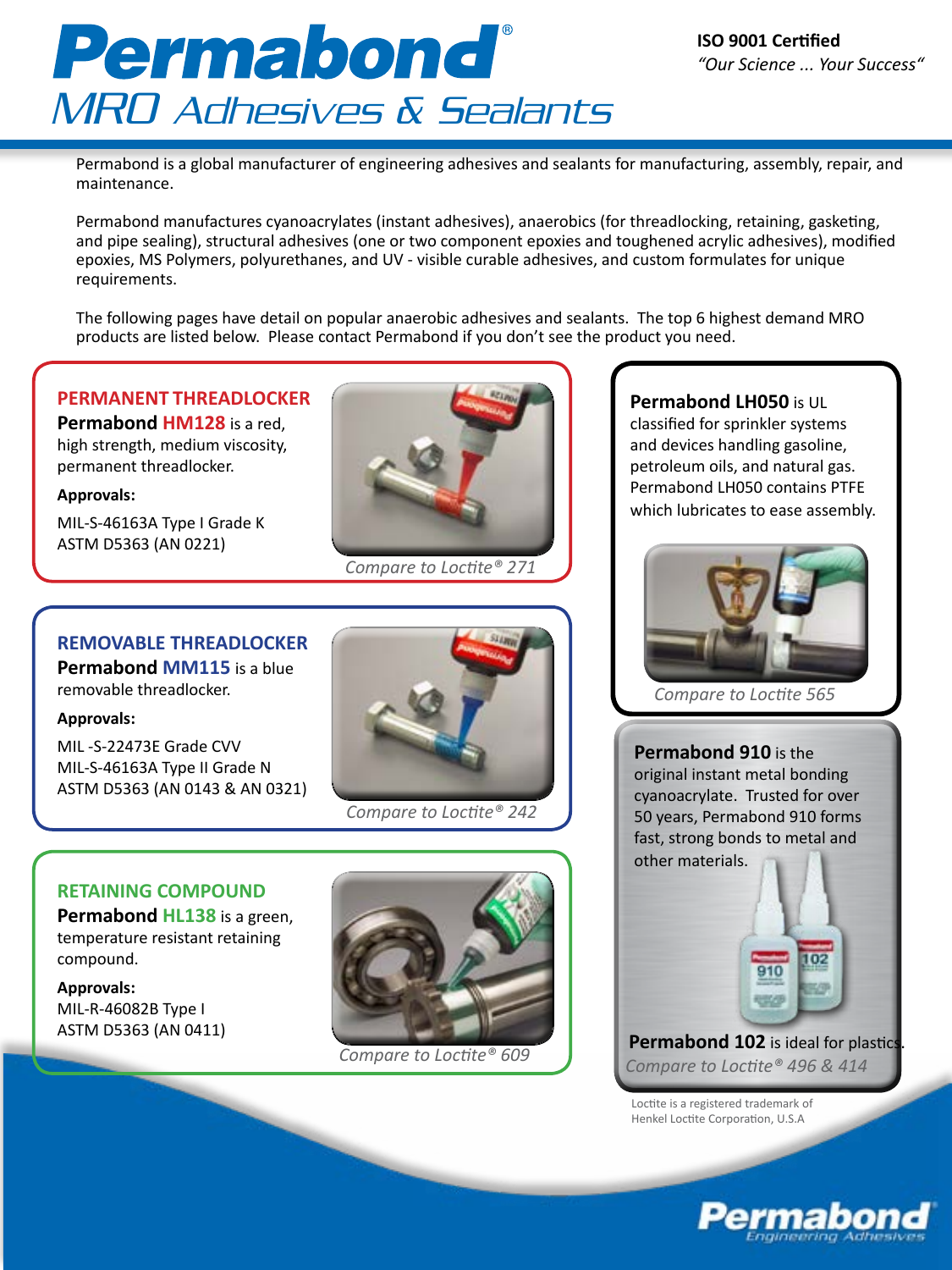# Permabond®

## MRO Adhesives & Sealants

**ISO 9001 Certified**
*"Our Science ... Your Success"*

Permabond is a global manufacturer of engineering adhesives and sealants for manufacturing, assembly, repair, and maintenance.

Permabond manufactures cyanoacrylates (instant adhesives), anaerobics (for threadlocking, retaining, gasketing, and pipe sealing), structural adhesives (one or two component epoxies and toughened acrylic adhesives), modified epoxies, MS Polymers, polyurethanes, and UV - visible curable adhesives, and custom formulates for unique requirements.

The following pages have detail on popular anaerobic adhesives and sealants. The top 6 highest demand MRO products are listed below. Please contact Permabond if you don't see the product you need.

### PERMANENT THREADLOCKER

**Permabond HM128** is a red, high strength, medium viscosity, permanent threadlocker.

**Approvals:**

MIL-S-46163A Type I Grade K
ASTM D5363 (AN 0221)

*Compare to Loctite® 271*

### REMOVABLE THREADLOCKER

**Permabond MM115** is a blue removable threadlocker.

**Approvals:**

MIL -S-22473E Grade CVV
MIL-S-46163A Type II Grade N
ASTM D5363 (AN 0143 & AN 0321)

*Compare to Loctite® 242*

### RETAINING COMPOUND

**Permabond HL138** is a green, temperature resistant retaining compound.

**Approvals:**

MIL-R-46082B Type I
ASTM D5363 (AN 0411)

*Compare to Loctite® 609*

**Permabond LH050** is UL classified for sprinkler systems and devices handling gasoline, petroleum oils, and natural gas. Permabond LH050 contains PTFE which lubricates to ease assembly.

*Compare to Loctite 565*

**Permabond 910** is the original instant metal bonding cyanoacrylate. Trusted for over 50 years, Permabond 910 forms fast, strong bonds to metal and other materials.

**Permabond 102** is ideal for plastics.

*Compare to Loctite® 496 & 414*

Loctite is a registered trademark of Henkel Loctite Corporation, U.S.A

Permabond® Engineering Adhesives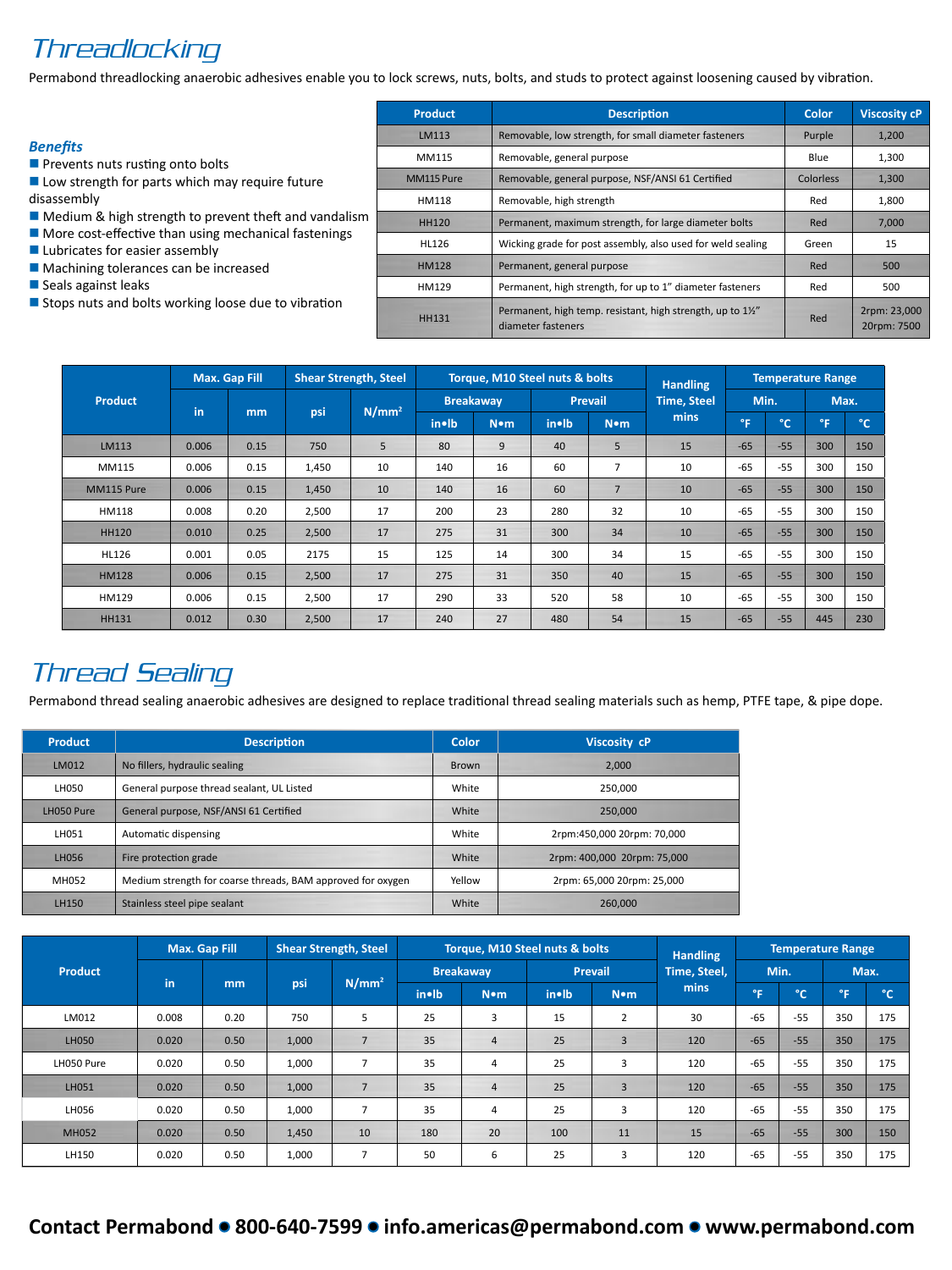# Threadlocking

Permabond threadlocking anaerobic adhesives enable you to lock screws, nuts, bolts, and studs to protect against loosening caused by vibration.

### Benefits

- Prevents nuts rusting onto bolts
- Low strength for parts which may require future disassembly
- Medium & high strength to prevent theft and vandalism
- More cost-effective than using mechanical fastenings
- Lubricates for easier assembly
- Machining tolerances can be increased
- Seals against leaks
- Stops nuts and bolts working loose due to vibration

| Product | Description | Color | Viscosity cP |
|---|---|---|---|
| LM113 | Removable, low strength, for small diameter fasteners | Purple | 1,200 |
| MM115 | Removable, general purpose | Blue | 1,300 |
| MM115 Pure | Removable, general purpose, NSF/ANSI 61 Certified | Colorless | 1,300 |
| HM118 | Removable, high strength | Red | 1,800 |
| HH120 | Permanent, maximum strength, for large diameter bolts | Red | 7,000 |
| HL126 | Wicking grade for post assembly, also used for weld sealing | Green | 15 |
| HM128 | Permanent, general purpose | Red | 500 |
| HM129 | Permanent, high strength, for up to 1" diameter fasteners | Red | 500 |
| HH131 | Permanent, high temp. resistant, high strength, up to 1½" diameter fasteners | Red | 2rpm: 23,000 20rpm: 7500 |

| Product | Max. Gap Fill | | Shear Strength, Steel | | Torque, M10 Steel nuts & bolts | | | | Handling Time, Steel mins | Temperature Range | | | |
|---|---|---|---|---|---|---|---|---|---|---|---|---|---|
| | | | | | Breakaway | | Prevail | | | Min. | | Max. | |
| | in | mm | psi | N/mm² | in•lb | N•m | in•lb | N•m | | °F | °C | °F | °C |
| LM113 | 0.006 | 0.15 | 750 | 5 | 80 | 9 | 40 | 5 | 15 | -65 | -55 | 300 | 150 |
| MM115 | 0.006 | 0.15 | 1,450 | 10 | 140 | 16 | 60 | 7 | 10 | -65 | -55 | 300 | 150 |
| MM115 Pure | 0.006 | 0.15 | 1,450 | 10 | 140 | 16 | 60 | 7 | 10 | -65 | -55 | 300 | 150 |
| HM118 | 0.008 | 0.20 | 2,500 | 17 | 200 | 23 | 280 | 32 | 10 | -65 | -55 | 300 | 150 |
| HH120 | 0.010 | 0.25 | 2,500 | 17 | 275 | 31 | 300 | 34 | 10 | -65 | -55 | 300 | 150 |
| HL126 | 0.001 | 0.05 | 2175 | 15 | 125 | 14 | 300 | 34 | 15 | -65 | -55 | 300 | 150 |
| HM128 | 0.006 | 0.15 | 2,500 | 17 | 275 | 31 | 350 | 40 | 15 | -65 | -55 | 300 | 150 |
| HM129 | 0.006 | 0.15 | 2,500 | 17 | 290 | 33 | 520 | 58 | 10 | -65 | -55 | 300 | 150 |
| HH131 | 0.012 | 0.30 | 2,500 | 17 | 240 | 27 | 480 | 54 | 15 | -65 | -55 | 445 | 230 |

# Thread Sealing

Permabond thread sealing anaerobic adhesives are designed to replace traditional thread sealing materials such as hemp, PTFE tape, & pipe dope.

| Product | Description | Color | Viscosity cP |
|---|---|---|---|
| LM012 | No fillers, hydraulic sealing | Brown | 2,000 |
| LH050 | General purpose thread sealant, UL Listed | White | 250,000 |
| LH050 Pure | General purpose, NSF/ANSI 61 Certified | White | 250,000 |
| LH051 | Automatic dispensing | White | 2rpm:450,000 20rpm: 70,000 |
| LH056 | Fire protection grade | White | 2rpm: 400,000 20rpm: 75,000 |
| MH052 | Medium strength for coarse threads, BAM approved for oxygen | Yellow | 2rpm: 65,000 20rpm: 25,000 |
| LH150 | Stainless steel pipe sealant | White | 260,000 |

| Product | Max. Gap Fill | | Shear Strength, Steel | | Torque, M10 Steel nuts & bolts | | | | Handling Time, Steel, mins | Temperature Range | | | |
|---|---|---|---|---|---|---|---|---|---|---|---|---|---|
| | | | | | Breakaway | | Prevail | | | Min. | | Max. | |
| | in | mm | psi | N/mm² | in•lb | N•m | in•lb | N•m | | °F | °C | °F | °C |
| LM012 | 0.008 | 0.20 | 750 | 5 | 25 | 3 | 15 | 2 | 30 | -65 | -55 | 350 | 175 |
| LH050 | 0.020 | 0.50 | 1,000 | 7 | 35 | 4 | 25 | 3 | 120 | -65 | -55 | 350 | 175 |
| LH050 Pure | 0.020 | 0.50 | 1,000 | 7 | 35 | 4 | 25 | 3 | 120 | -65 | -55 | 350 | 175 |
| LH051 | 0.020 | 0.50 | 1,000 | 7 | 35 | 4 | 25 | 3 | 120 | -65 | -55 | 350 | 175 |
| LH056 | 0.020 | 0.50 | 1,000 | 7 | 35 | 4 | 25 | 3 | 120 | -65 | -55 | 350 | 175 |
| MH052 | 0.020 | 0.50 | 1,450 | 10 | 180 | 20 | 100 | 11 | 15 | -65 | -55 | 300 | 150 |
| LH150 | 0.020 | 0.50 | 1,000 | 7 | 50 | 6 | 25 | 3 | 120 | -65 | -55 | 350 | 175 |

**Contact Permabond • 800-640-7599 • info.americas@permabond.com • www.permabond.com**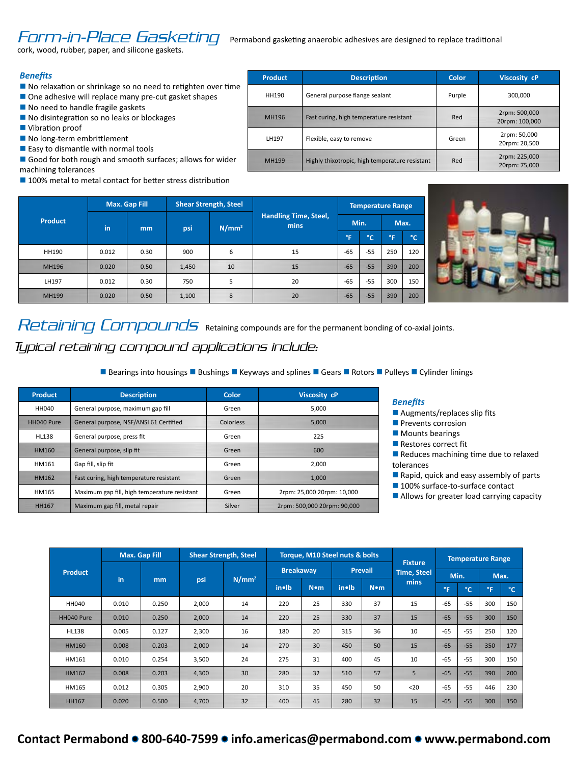## Form-in-Place Gasketing

Permabond gasketing anaerobic adhesives are designed to replace traditional cork, wood, rubber, paper, and silicone gaskets.

### Benefits

- No relaxation or shrinkage so no need to retighten over time
- One adhesive will replace many pre-cut gasket shapes
- No need to handle fragile gaskets
- No disintegration so no leaks or blockages
- Vibration proof
- No long-term embrittlement
- Easy to dismantle with normal tools
- Good for both rough and smooth surfaces; allows for wider machining tolerances
- 100% metal to metal contact for better stress distribution

| Product | Description | Color | Viscosity cP |
|---|---|---|---|
| HH190 | General purpose flange sealant | Purple | 300,000 |
| MH196 | Fast curing, high temperature resistant | Red | 2rpm: 500,000 20rpm: 100,000 |
| LH197 | Flexible, easy to remove | Green | 2rpm: 50,000 20rpm: 20,500 |
| MH199 | Highly thixotropic, high temperature resistant | Red | 2rpm: 225,000 20rpm: 75,000 |

| Product | Max. Gap Fill | | Shear Strength, Steel | | Handling Time, Steel, mins | Temperature Range | | | |
|---|---|---|---|---|---|---|---|---|---|
| | | | | | | Min. | | Max. | |
| | in | mm | psi | N/mm² | | °F | °C | °F | °C |
| HH190 | 0.012 | 0.30 | 900 | 6 | 15 | -65 | -55 | 250 | 120 |
| MH196 | 0.020 | 0.50 | 1,450 | 10 | 15 | -65 | -55 | 390 | 200 |
| LH197 | 0.012 | 0.30 | 750 | 5 | 20 | -65 | -55 | 300 | 150 |
| MH199 | 0.020 | 0.50 | 1,100 | 8 | 20 | -65 | -55 | 390 | 200 |

## Retaining Compounds

Retaining compounds are for the permanent bonding of co-axial joints.

### Typical retaining compound applications include:

- Bearings into housings
- Bushings
- Keyways and splines
- Gears
- Rotors
- Pulleys
- Cylinder linings

| Product | Description | Color | Viscosity cP |
|---|---|---|---|
| HH040 | General purpose, maximum gap fill | Green | 5,000 |
| HH040 Pure | General purpose, NSF/ANSI 61 Certified | Colorless | 5,000 |
| HL138 | General purpose, press fit | Green | 225 |
| HM160 | General purpose, slip fit | Green | 600 |
| HM161 | Gap fill, slip fit | Green | 2,000 |
| HM162 | Fast curing, high temperature resistant | Green | 1,000 |
| HM165 | Maximum gap fill, high temperature resistant | Green | 2rpm: 25,000 20rpm: 10,000 |
| HH167 | Maximum gap fill, metal repair | Silver | 2rpm: 500,000 20rpm: 90,000 |

### Benefits

- Augments/replaces slip fits
- Prevents corrosion
- Mounts bearings
- Restores correct fit
- Reduces machining time due to relaxed tolerances
- Rapid, quick and easy assembly of parts
- 100% surface-to-surface contact
- Allows for greater load carrying capacity

| Product | Max. Gap Fill | | Shear Strength, Steel | | Torque, M10 Steel nuts & bolts | | | | Fixture Time, Steel mins | Temperature Range | | | |
|---|---|---|---|---|---|---|---|---|---|---|---|---|---|
| | | | | | Breakaway | | Prevail | | | Min. | | Max. | |
| | in | mm | psi | N/mm² | in•lb | N•m | in•lb | N•m | | °F | °C | °F | °C |
| HH040 | 0.010 | 0.250 | 2,000 | 14 | 220 | 25 | 330 | 37 | 15 | -65 | -55 | 300 | 150 |
| HH040 Pure | 0.010 | 0.250 | 2,000 | 14 | 220 | 25 | 330 | 37 | 15 | -65 | -55 | 300 | 150 |
| HL138 | 0.005 | 0.127 | 2,300 | 16 | 180 | 20 | 315 | 36 | 10 | -65 | -55 | 250 | 120 |
| HM160 | 0.008 | 0.203 | 2,000 | 14 | 270 | 30 | 450 | 50 | 15 | -65 | -55 | 350 | 177 |
| HM161 | 0.010 | 0.254 | 3,500 | 24 | 275 | 31 | 400 | 45 | 10 | -65 | -55 | 300 | 150 |
| HM162 | 0.008 | 0.203 | 4,300 | 30 | 280 | 32 | 510 | 57 | 5 | -65 | -55 | 390 | 200 |
| HM165 | 0.012 | 0.305 | 2,900 | 20 | 310 | 35 | 450 | 50 | <20 | -65 | -55 | 446 | 230 |
| HH167 | 0.020 | 0.500 | 4,700 | 32 | 400 | 45 | 280 | 32 | 15 | -65 | -55 | 300 | 150 |

**Contact Permabond • 800-640-7599 • info.americas@permabond.com • www.permabond.com**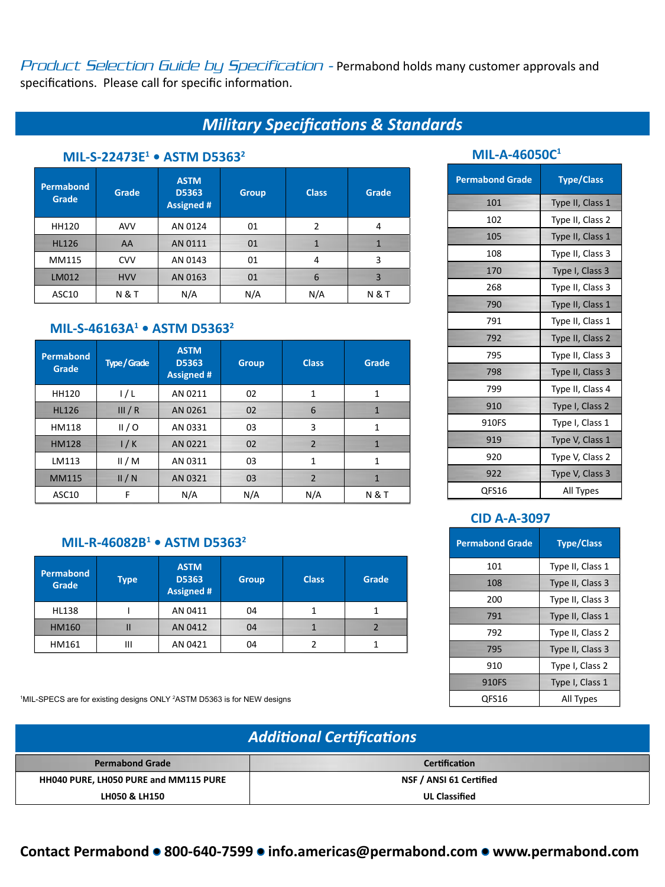*Product Selection Guide by Specification* - Permabond holds many customer approvals and specifications. Please call for specific information.

## *Military Specifications & Standards*

### MIL-S-22473E[1] • ASTM D5363[2]

| Permabond Grade | Grade | ASTM D5363 Assigned # | Group | Class | Grade |
|---|---|---|---|---|---|
| HH120 | AVV | AN 0124 | 01 | 2 | 4 |
| HL126 | AA | AN 0111 | 01 | 1 | 1 |
| MM115 | CVV | AN 0143 | 01 | 4 | 3 |
| LM012 | HVV | AN 0163 | 01 | 6 | 3 |
| ASC10 | N & T | N/A | N/A | N/A | N & T |

### MIL-S-46163A[1] • ASTM D5363[2]

| Permabond Grade | Type / Grade | ASTM D5363 Assigned # | Group | Class | Grade |
|---|---|---|---|---|---|
| HH120 | I / L | AN 0211 | 02 | 1 | 1 |
| HL126 | III / R | AN 0261 | 02 | 6 | 1 |
| HM118 | II / O | AN 0331 | 03 | 3 | 1 |
| HM128 | I / K | AN 0221 | 02 | 2 | 1 |
| LM113 | II / M | AN 0311 | 03 | 1 | 1 |
| MM115 | II / N | AN 0321 | 03 | 2 | 1 |
| ASC10 | F | N/A | N/A | N/A | N & T |

### MIL-R-46082B[1] • ASTM D5363[2]

| Permabond Grade | Type | ASTM D5363 Assigned # | Group | Class | Grade |
|---|---|---|---|---|---|
| HL138 | I | AN 0411 | 04 | 1 | 1 |
| HM160 | II | AN 0412 | 04 | 1 | 2 |
| HM161 | III | AN 0421 | 04 | 2 | 1 |

[1]MIL-SPECS are for existing designs ONLY [2]ASTM D5363 is for NEW designs

### MIL-A-46050C[1]

| Permabond Grade | Type/Class |
|---|---|
| 101 | Type II, Class 1 |
| 102 | Type II, Class 2 |
| 105 | Type II, Class 1 |
| 108 | Type II, Class 3 |
| 170 | Type I, Class 3 |
| 268 | Type II, Class 3 |
| 790 | Type II, Class 1 |
| 791 | Type II, Class 1 |
| 792 | Type II, Class 2 |
| 795 | Type II, Class 3 |
| 798 | Type II, Class 3 |
| 799 | Type II, Class 4 |
| 910 | Type I, Class 2 |
| 910FS | Type I, Class 1 |
| 919 | Type V, Class 1 |
| 920 | Type V, Class 2 |
| 922 | Type V, Class 3 |
| QFS16 | All Types |

### CID A-A-3097

| Permabond Grade | Type/Class |
|---|---|
| 101 | Type II, Class 1 |
| 108 | Type II, Class 3 |
| 200 | Type II, Class 3 |
| 791 | Type II, Class 1 |
| 792 | Type II, Class 2 |
| 795 | Type II, Class 3 |
| 910 | Type I, Class 2 |
| 910FS | Type I, Class 1 |
| QFS16 | All Types |

## *Additional Certifications*

| Permabond Grade | Certification |
|---|---|
| **HH040 PURE, LH050 PURE and MM115 PURE** | **NSF / ANSI 61 Certified** |
| **LH050 & LH150** | **UL Classified** |

**Contact Permabond • 800-640-7599 • info.americas@permabond.com • www.permabond.com**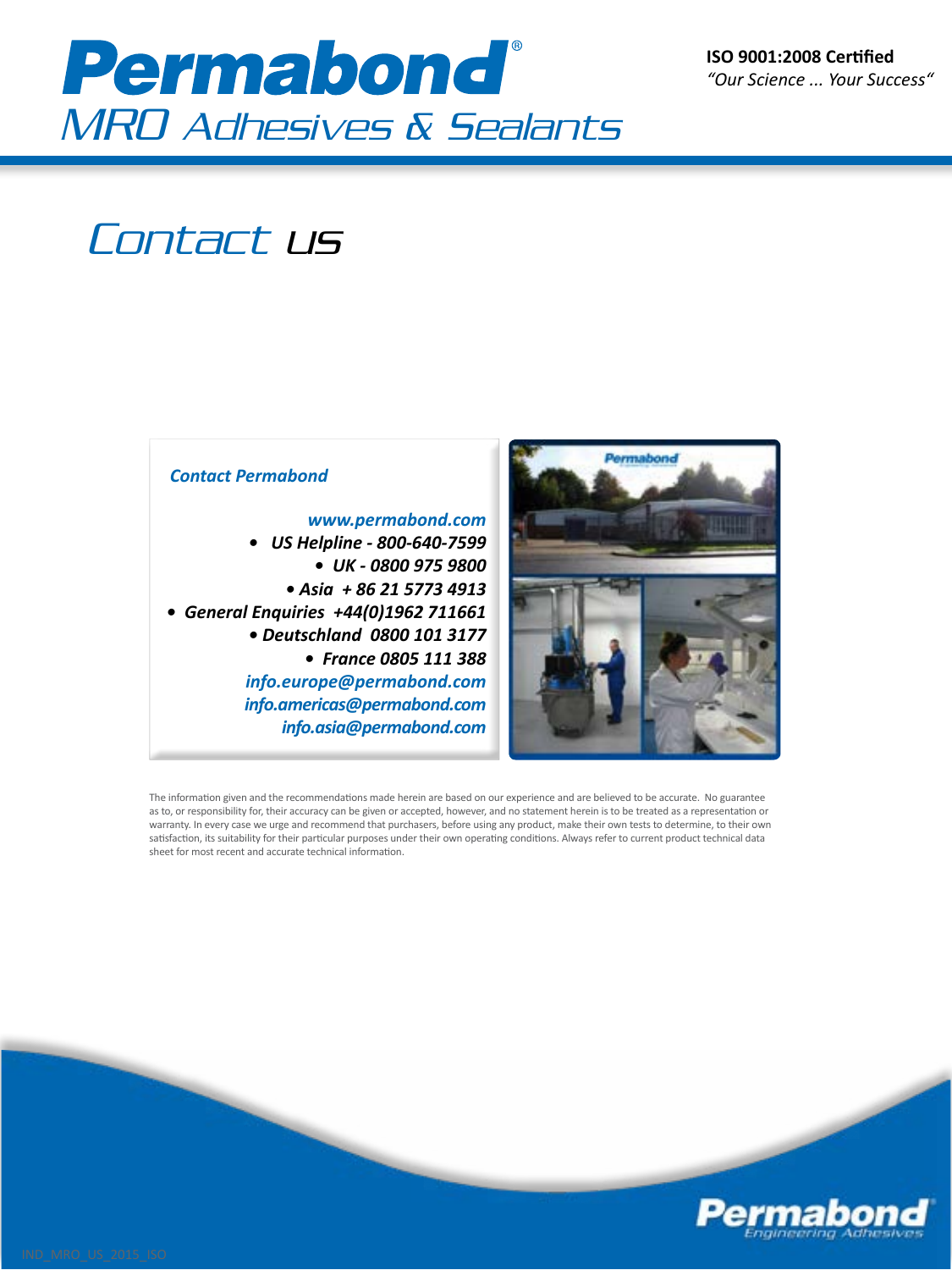# Permabond®

## MRO Adhesives & Sealants

**ISO 9001:2008 Certified**
*"Our Science ... Your Success"*

# Contact us

### *Contact Permabond*

*www.permabond.com*
- ***US Helpline - 800-640-7599***
- ***UK - 0800 975 9800***
- ***Asia + 86 21 5773 4913***
- ***General Enquiries +44(0)1962 711661***
- ***Deutschland 0800 101 3177***
- ***France 0805 111 388***

*info.europe@permabond.com*
*info.americas@permabond.com*
*info.asia@permabond.com*

The information given and the recommendations made herein are based on our experience and are believed to be accurate. No guarantee as to, or responsibility for, their accuracy can be given or accepted, however, and no statement herein is to be treated as a representation or warranty. In every case we urge and recommend that purchasers, before using any product, make their own tests to determine, to their own satisfaction, its suitability for their particular purposes under their own operating conditions. Always refer to current product technical data sheet for most recent and accurate technical information.

Permabond®
Engineering Adhesives

IND_MRO_US_2015_ISO